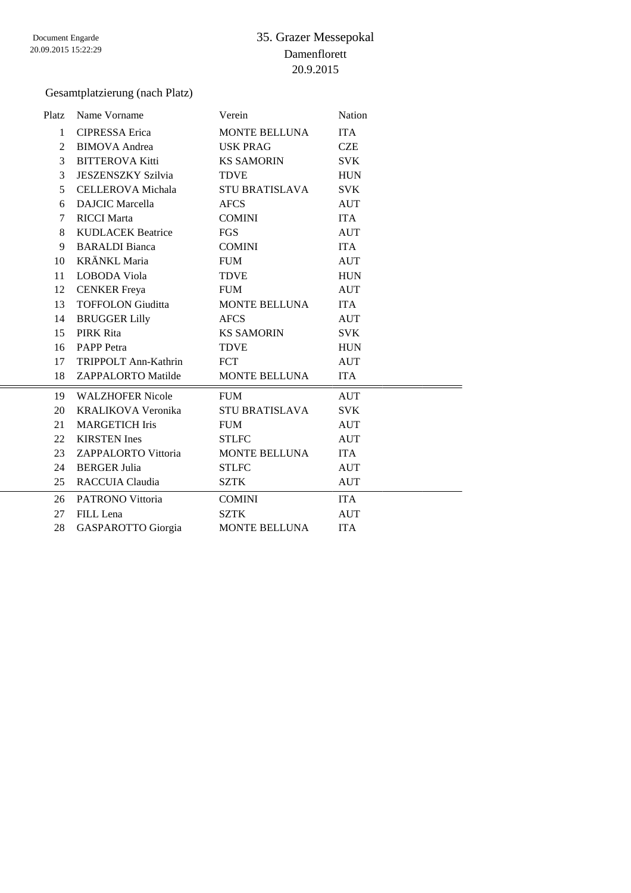# 35. Grazer Messepokal

## Damenflorett

20.9.2015

Document Engarde
20.09.2015 15:22:29

### Gesamtplatzierung (nach Platz)

| Platz | Name Vorname | Verein | Nation |
|---|---|---|---|
| 1 | CIPRESSA Erica | MONTE BELLUNA | ITA |
| 2 | BIMOVA Andrea | USK PRAG | CZE |
| 3 | BITTEROVA Kitti | KS SAMORIN | SVK |
| 3 | JESZENSZKY Szilvia | TDVE | HUN |
| 5 | CELLEROVA Michala | STU BRATISLAVA | SVK |
| 6 | DAJCIC Marcella | AFCS | AUT |
| 7 | RICCI Marta | COMINI | ITA |
| 8 | KUDLACEK Beatrice | FGS | AUT |
| 9 | BARALDI Bianca | COMINI | ITA |
| 10 | KRÄNKL Maria | FUM | AUT |
| 11 | LOBODA Viola | TDVE | HUN |
| 12 | CENKER Freya | FUM | AUT |
| 13 | TOFFOLON Giuditta | MONTE BELLUNA | ITA |
| 14 | BRUGGER Lilly | AFCS | AUT |
| 15 | PIRK Rita | KS SAMORIN | SVK |
| 16 | PAPP Petra | TDVE | HUN |
| 17 | TRIPPOLT Ann-Kathrin | FCT | AUT |
| 18 | ZAPPALORTO Matilde | MONTE BELLUNA | ITA |
| 19 | WALZHOFER Nicole | FUM | AUT |
| 20 | KRALIKOVA Veronika | STU BRATISLAVA | SVK |
| 21 | MARGETICH Iris | FUM | AUT |
| 22 | KIRSTEN Ines | STLFC | AUT |
| 23 | ZAPPALORTO Vittoria | MONTE BELLUNA | ITA |
| 24 | BERGER Julia | STLFC | AUT |
| 25 | RACCUIA Claudia | SZTK | AUT |
| 26 | PATRONO Vittoria | COMINI | ITA |
| 27 | FILL Lena | SZTK | AUT |
| 28 | GASPAROTTO Giorgia | MONTE BELLUNA | ITA |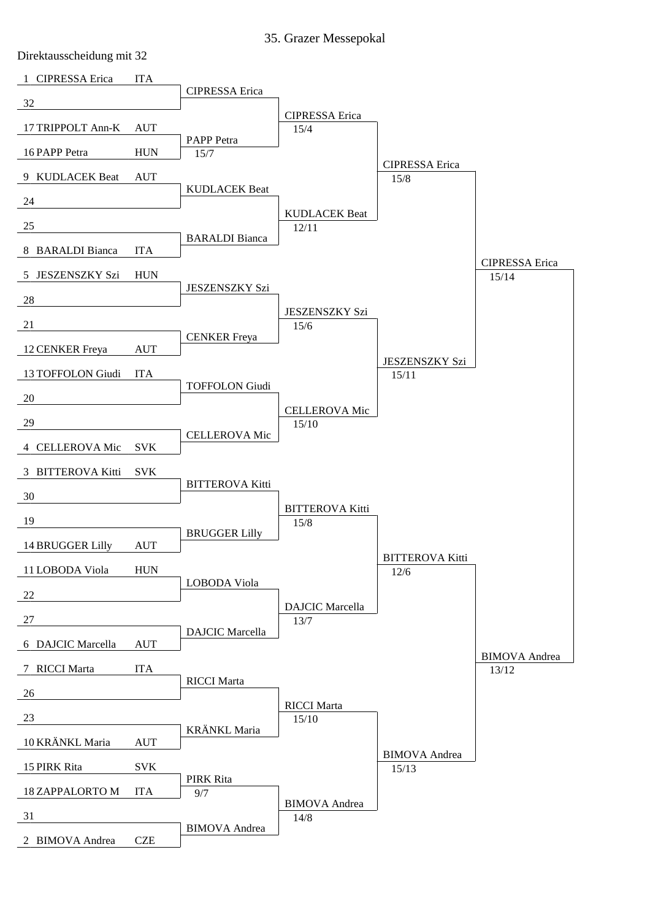# 35. Grazer Messepokal

Direktausscheidung mit 32

| Tableau of 32 | | Tableau of 16 | Quarterfinals | Semifinals | Final |
|---|---|---|---|---|---|
| 1 CIPRESSA Erica | ITA | CIPRESSA Erica | CIPRESSA Erica 15/4 | CIPRESSA Erica 15/8 | CIPRESSA Erica 15/14 |
| 32 | | | | | |
| 17 TRIPPOLT Ann-K | AUT | PAPP Petra 15/7 | | | |
| 16 PAPP Petra | HUN | | | | |
| 9 KUDLACEK Beat | AUT | KUDLACEK Beat | KUDLACEK Beat 12/11 | | |
| 24 | | | | | |
| 25 | | BARALDI Bianca | | | |
| 8 BARALDI Bianca | ITA | | | | |
| 5 JESZENSZKY Szi | HUN | JESZENSZKY Szi | JESZENSZKY Szi 15/6 | JESZENSZKY Szi 15/11 | |
| 28 | | | | | |
| 21 | | CENKER Freya | | | |
| 12 CENKER Freya | AUT | | | | |
| 13 TOFFOLON Giudi | ITA | TOFFOLON Giudi | CELLEROVA Mic 15/10 | | |
| 20 | | | | | |
| 29 | | CELLEROVA Mic | | | |
| 4 CELLEROVA Mic | SVK | | | | |
| 3 BITTEROVA Kitti | SVK | BITTEROVA Kitti | BITTEROVA Kitti 15/8 | BITTEROVA Kitti 12/6 | BIMOVA Andrea 13/12 |
| 30 | | | | | |
| 19 | | BRUGGER Lilly | | | |
| 14 BRUGGER Lilly | AUT | | | | |
| 11 LOBODA Viola | HUN | LOBODA Viola | DAJCIC Marcella 13/7 | | |
| 22 | | | | | |
| 27 | | DAJCIC Marcella | | | |
| 6 DAJCIC Marcella | AUT | | | | |
| 7 RICCI Marta | ITA | RICCI Marta | RICCI Marta 15/10 | BIMOVA Andrea 15/13 | |
| 26 | | | | | |
| 23 | | KRÄNKL Maria | | | |
| 10 KRÄNKL Maria | AUT | | | | |
| 15 PIRK Rita | SVK | PIRK Rita 9/7 | BIMOVA Andrea 14/8 | | |
| 18 ZAPPALORTO M | ITA | | | | |
| 31 | | BIMOVA Andrea | | | |
| 2 BIMOVA Andrea | CZE | | | | |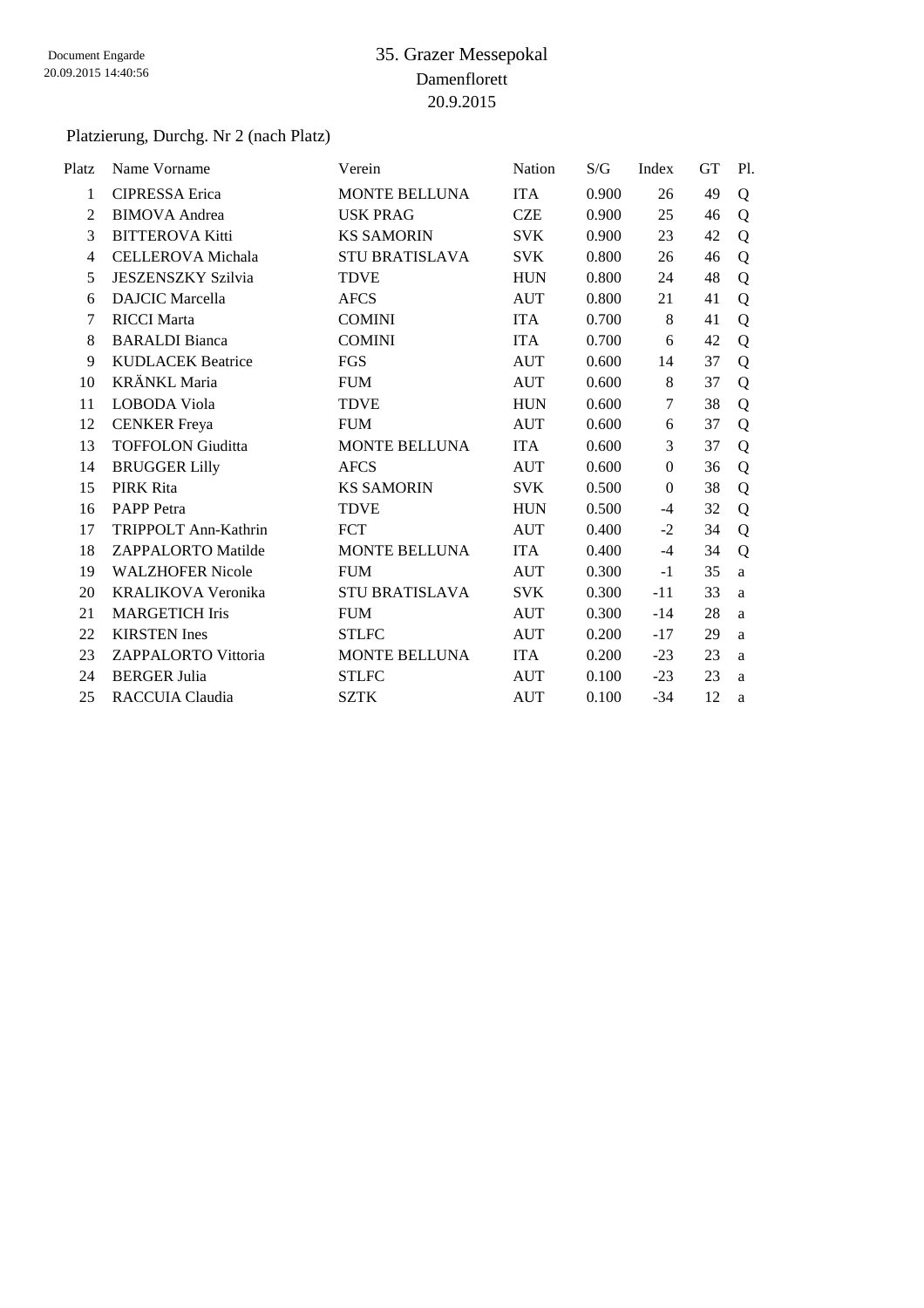Document Engarde
20.09.2015 14:40:56

# 35. Grazer Messepokal

## Damenflorett

20.9.2015

### Platzierung, Durchg. Nr 2 (nach Platz)

| Platz | Name Vorname | Verein | Nation | S/G | Index | GT | Pl. |
|---|---|---|---|---|---|---|---|
| 1 | CIPRESSA Erica | MONTE BELLUNA | ITA | 0.900 | 26 | 49 | Q |
| 2 | BIMOVA Andrea | USK PRAG | CZE | 0.900 | 25 | 46 | Q |
| 3 | BITTEROVA Kitti | KS SAMORIN | SVK | 0.900 | 23 | 42 | Q |
| 4 | CELLEROVA Michala | STU BRATISLAVA | SVK | 0.800 | 26 | 46 | Q |
| 5 | JESZENSZKY Szilvia | TDVE | HUN | 0.800 | 24 | 48 | Q |
| 6 | DAJCIC Marcella | AFCS | AUT | 0.800 | 21 | 41 | Q |
| 7 | RICCI Marta | COMINI | ITA | 0.700 | 8 | 41 | Q |
| 8 | BARALDI Bianca | COMINI | ITA | 0.700 | 6 | 42 | Q |
| 9 | KUDLACEK Beatrice | FGS | AUT | 0.600 | 14 | 37 | Q |
| 10 | KRÄNKL Maria | FUM | AUT | 0.600 | 8 | 37 | Q |
| 11 | LOBODA Viola | TDVE | HUN | 0.600 | 7 | 38 | Q |
| 12 | CENKER Freya | FUM | AUT | 0.600 | 6 | 37 | Q |
| 13 | TOFFOLON Giuditta | MONTE BELLUNA | ITA | 0.600 | 3 | 37 | Q |
| 14 | BRUGGER Lilly | AFCS | AUT | 0.600 | 0 | 36 | Q |
| 15 | PIRK Rita | KS SAMORIN | SVK | 0.500 | 0 | 38 | Q |
| 16 | PAPP Petra | TDVE | HUN | 0.500 | -4 | 32 | Q |
| 17 | TRIPPOLT Ann-Kathrin | FCT | AUT | 0.400 | -2 | 34 | Q |
| 18 | ZAPPALORTO Matilde | MONTE BELLUNA | ITA | 0.400 | -4 | 34 | Q |
| 19 | WALZHOFER Nicole | FUM | AUT | 0.300 | -1 | 35 | a |
| 20 | KRALIKOVA Veronika | STU BRATISLAVA | SVK | 0.300 | -11 | 33 | a |
| 21 | MARGETICH Iris | FUM | AUT | 0.300 | -14 | 28 | a |
| 22 | KIRSTEN Ines | STLFC | AUT | 0.200 | -17 | 29 | a |
| 23 | ZAPPALORTO Vittoria | MONTE BELLUNA | ITA | 0.200 | -23 | 23 | a |
| 24 | BERGER Julia | STLFC | AUT | 0.100 | -23 | 23 | a |
| 25 | RACCUIA Claudia | SZTK | AUT | 0.100 | -34 | 12 | a |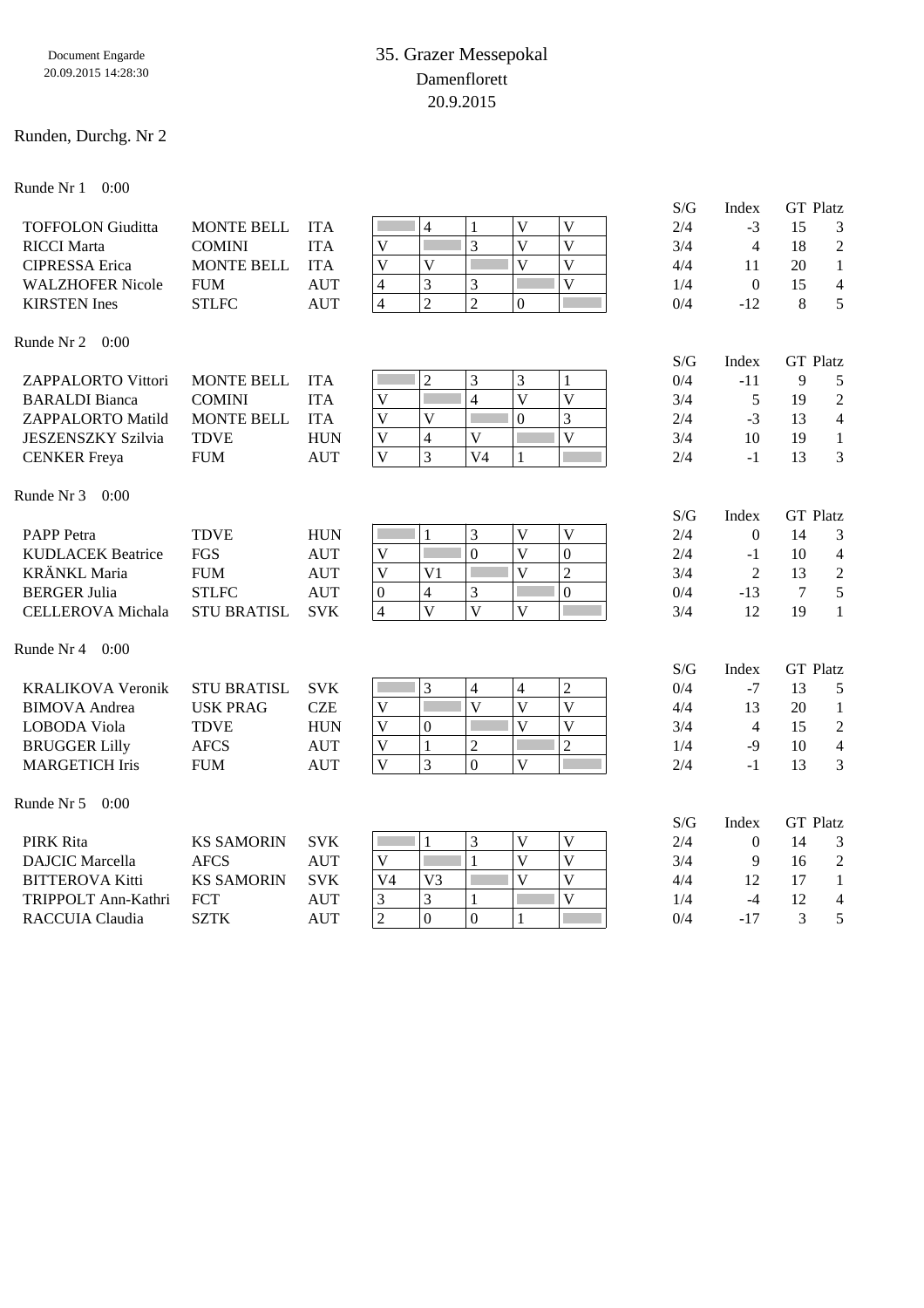Document Engarde
20.09.2015 14:28:30

# 35. Grazer Messepokal

Damenflorett

20.9.2015

## Runden, Durchg. Nr 2

### Runde Nr 1 0:00

| Name | Verein | Nat. | 1 | 2 | 3 | 4 | 5 | S/G | Index | GT | Platz |
|---|---|---|---|---|---|---|---|---|---|---|---|
| TOFFOLON Giuditta | MONTE BELL | ITA | | 4 | 1 | V | V | 2/4 | -3 | 15 | 3 |
| RICCI Marta | COMINI | ITA | V | | 3 | V | V | 3/4 | 4 | 18 | 2 |
| CIPRESSA Erica | MONTE BELL | ITA | V | V | | V | V | 4/4 | 11 | 20 | 1 |
| WALZHOFER Nicole | FUM | AUT | 4 | 3 | 3 | | V | 1/4 | 0 | 15 | 4 |
| KIRSTEN Ines | STLFC | AUT | 4 | 2 | 2 | 0 | | 0/4 | -12 | 8 | 5 |

### Runde Nr 2 0:00

| Name | Verein | Nat. | 1 | 2 | 3 | 4 | 5 | S/G | Index | GT | Platz |
|---|---|---|---|---|---|---|---|---|---|---|---|
| ZAPPALORTO Vittori | MONTE BELL | ITA | | 2 | 3 | 3 | 1 | 0/4 | -11 | 9 | 5 |
| BARALDI Bianca | COMINI | ITA | V | | 4 | V | V | 3/4 | 5 | 19 | 2 |
| ZAPPALORTO Matild | MONTE BELL | ITA | V | V | | 0 | 3 | 2/4 | -3 | 13 | 4 |
| JESZENSZKY Szilvia | TDVE | HUN | V | 4 | V | | V | 3/4 | 10 | 19 | 1 |
| CENKER Freya | FUM | AUT | V | 3 | V4 | 1 | | 2/4 | -1 | 13 | 3 |

### Runde Nr 3 0:00

| Name | Verein | Nat. | 1 | 2 | 3 | 4 | 5 | S/G | Index | GT | Platz |
|---|---|---|---|---|---|---|---|---|---|---|---|
| PAPP Petra | TDVE | HUN | | 1 | 3 | V | V | 2/4 | 0 | 14 | 3 |
| KUDLACEK Beatrice | FGS | AUT | V | | 0 | V | 0 | 2/4 | -1 | 10 | 4 |
| KRÄNKL Maria | FUM | AUT | V | V1 | | V | 2 | 3/4 | 2 | 13 | 2 |
| BERGER Julia | STLFC | AUT | 0 | 4 | 3 | | 0 | 0/4 | -13 | 7 | 5 |
| CELLEROVA Michala | STU BRATISL | SVK | 4 | V | V | V | | 3/4 | 12 | 19 | 1 |

### Runde Nr 4 0:00

| Name | Verein | Nat. | 1 | 2 | 3 | 4 | 5 | S/G | Index | GT | Platz |
|---|---|---|---|---|---|---|---|---|---|---|---|
| KRALIKOVA Veronik | STU BRATISL | SVK | | 3 | 4 | 4 | 2 | 0/4 | -7 | 13 | 5 |
| BIMOVA Andrea | USK PRAG | CZE | V | | V | V | V | 4/4 | 13 | 20 | 1 |
| LOBODA Viola | TDVE | HUN | V | 0 | | V | V | 3/4 | 4 | 15 | 2 |
| BRUGGER Lilly | AFCS | AUT | V | 1 | 2 | | 2 | 1/4 | -9 | 10 | 4 |
| MARGETICH Iris | FUM | AUT | V | 3 | 0 | V | | 2/4 | -1 | 13 | 3 |

### Runde Nr 5 0:00

| Name | Verein | Nat. | 1 | 2 | 3 | 4 | 5 | S/G | Index | GT | Platz |
|---|---|---|---|---|---|---|---|---|---|---|---|
| PIRK Rita | KS SAMORIN | SVK | | 1 | 3 | V | V | 2/4 | 0 | 14 | 3 |
| DAJCIC Marcella | AFCS | AUT | V | | 1 | V | V | 3/4 | 9 | 16 | 2 |
| BITTEROVA Kitti | KS SAMORIN | SVK | V4 | V3 | | V | V | 4/4 | 12 | 17 | 1 |
| TRIPPOLT Ann-Kathri | FCT | AUT | 3 | 3 | 1 | | V | 1/4 | -4 | 12 | 4 |
| RACCUIA Claudia | SZTK | AUT | 2 | 0 | 0 | 1 | | 0/4 | -17 | 3 | 5 |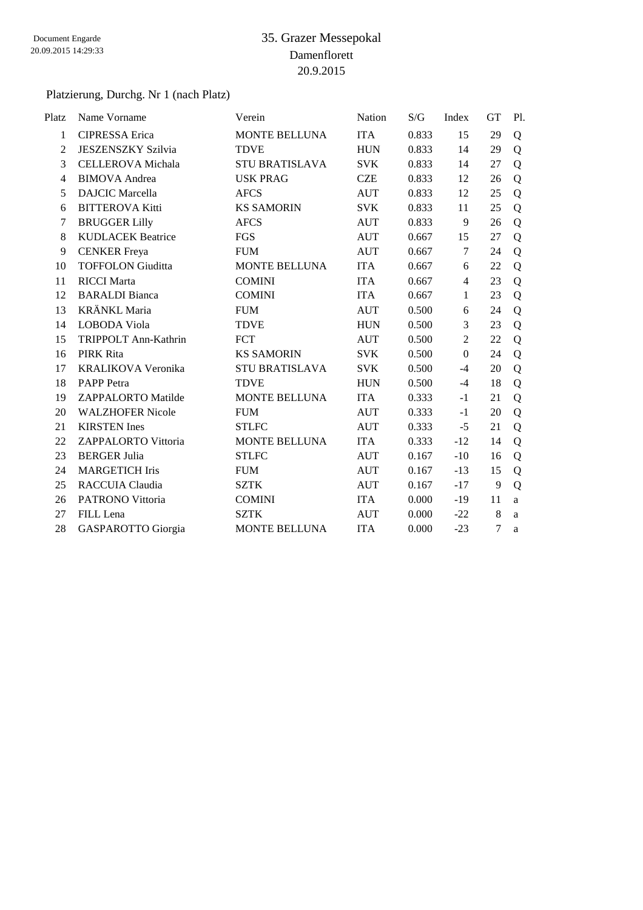Document Engarde
20.09.2015 14:29:33

# 35. Grazer Messepokal

## Damenflorett

## 20.9.2015

Platzierung, Durchg. Nr 1 (nach Platz)

| Platz | Name Vorname | Verein | Nation | S/G | Index | GT | Pl. |
|---|---|---|---|---|---|---|---|
| 1 | CIPRESSA Erica | MONTE BELLUNA | ITA | 0.833 | 15 | 29 | Q |
| 2 | JESZENSZKY Szilvia | TDVE | HUN | 0.833 | 14 | 29 | Q |
| 3 | CELLEROVA Michala | STU BRATISLAVA | SVK | 0.833 | 14 | 27 | Q |
| 4 | BIMOVA Andrea | USK PRAG | CZE | 0.833 | 12 | 26 | Q |
| 5 | DAJCIC Marcella | AFCS | AUT | 0.833 | 12 | 25 | Q |
| 6 | BITTEROVA Kitti | KS SAMORIN | SVK | 0.833 | 11 | 25 | Q |
| 7 | BRUGGER Lilly | AFCS | AUT | 0.833 | 9 | 26 | Q |
| 8 | KUDLACEK Beatrice | FGS | AUT | 0.667 | 15 | 27 | Q |
| 9 | CENKER Freya | FUM | AUT | 0.667 | 7 | 24 | Q |
| 10 | TOFFOLON Giuditta | MONTE BELLUNA | ITA | 0.667 | 6 | 22 | Q |
| 11 | RICCI Marta | COMINI | ITA | 0.667 | 4 | 23 | Q |
| 12 | BARALDI Bianca | COMINI | ITA | 0.667 | 1 | 23 | Q |
| 13 | KRÄNKL Maria | FUM | AUT | 0.500 | 6 | 24 | Q |
| 14 | LOBODA Viola | TDVE | HUN | 0.500 | 3 | 23 | Q |
| 15 | TRIPPOLT Ann-Kathrin | FCT | AUT | 0.500 | 2 | 22 | Q |
| 16 | PIRK Rita | KS SAMORIN | SVK | 0.500 | 0 | 24 | Q |
| 17 | KRALIKOVA Veronika | STU BRATISLAVA | SVK | 0.500 | -4 | 20 | Q |
| 18 | PAPP Petra | TDVE | HUN | 0.500 | -4 | 18 | Q |
| 19 | ZAPPALORTO Matilde | MONTE BELLUNA | ITA | 0.333 | -1 | 21 | Q |
| 20 | WALZHOFER Nicole | FUM | AUT | 0.333 | -1 | 20 | Q |
| 21 | KIRSTEN Ines | STLFC | AUT | 0.333 | -5 | 21 | Q |
| 22 | ZAPPALORTO Vittoria | MONTE BELLUNA | ITA | 0.333 | -12 | 14 | Q |
| 23 | BERGER Julia | STLFC | AUT | 0.167 | -10 | 16 | Q |
| 24 | MARGETICH Iris | FUM | AUT | 0.167 | -13 | 15 | Q |
| 25 | RACCUIA Claudia | SZTK | AUT | 0.167 | -17 | 9 | Q |
| 26 | PATRONO Vittoria | COMINI | ITA | 0.000 | -19 | 11 | a |
| 27 | FILL Lena | SZTK | AUT | 0.000 | -22 | 8 | a |
| 28 | GASPAROTTO Giorgia | MONTE BELLUNA | ITA | 0.000 | -23 | 7 | a |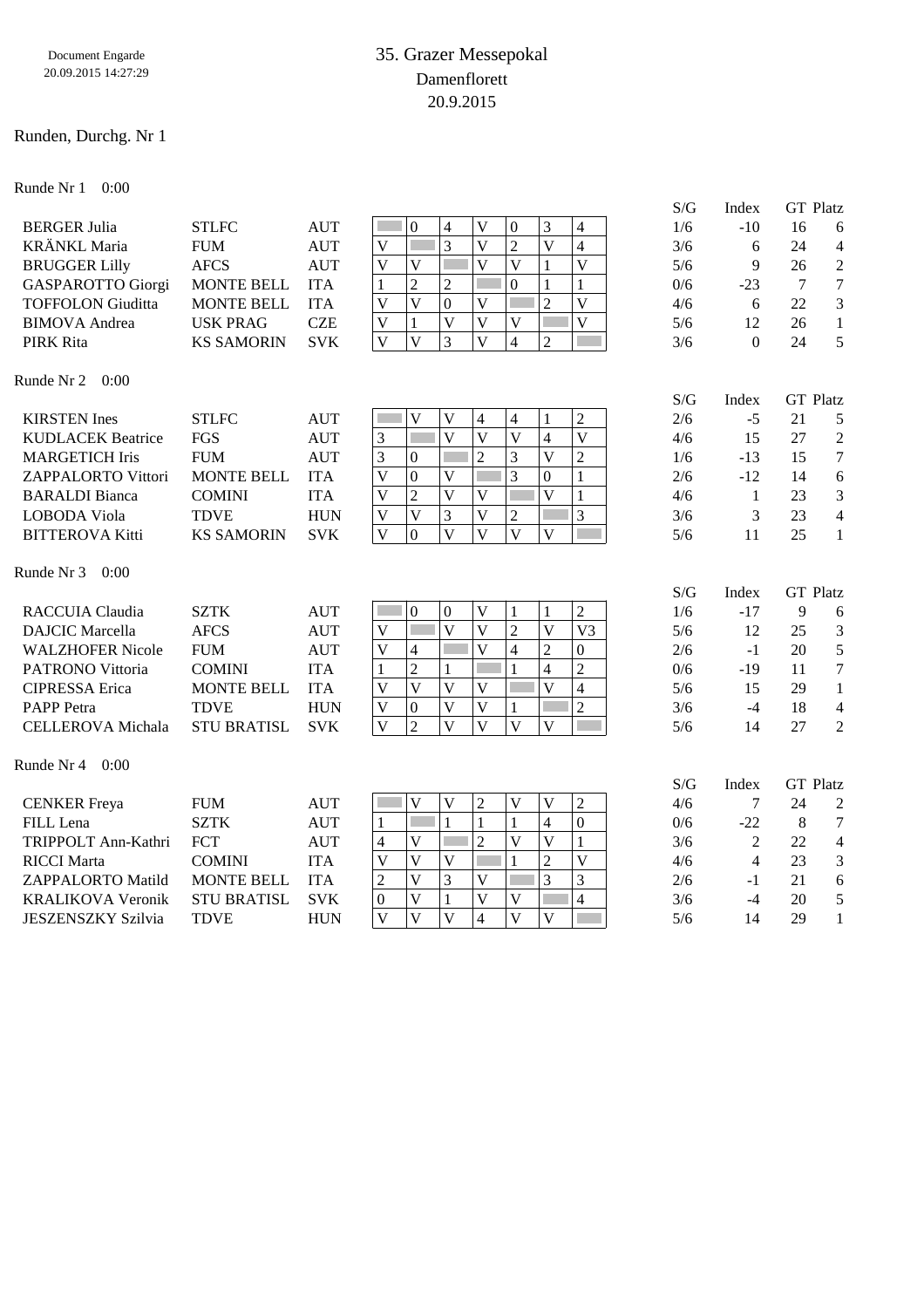Document Engarde
20.09.2015 14:27:29

# 35. Grazer Messepokal

## Damenflorett

20.9.2015

## Runden, Durchg. Nr 1

### Runde Nr 1 0:00

| Name | Verein | Nation | 1 | 2 | 3 | 4 | 5 | 6 | 7 | S/G | Index | GT | Platz |
|---|---|---|---|---|---|---|---|---|---|---|---|---|---|
| BERGER Julia | STLFC | AUT | | 0 | 4 | V | 0 | 3 | 4 | 1/6 | -10 | 16 | 6 |
| KRÄNKL Maria | FUM | AUT | V | | 3 | V | 2 | V | 4 | 3/6 | 6 | 24 | 4 |
| BRUGGER Lilly | AFCS | AUT | V | V | | V | V | 1 | V | 5/6 | 9 | 26 | 2 |
| GASPAROTTO Giorgi | MONTE BELL | ITA | 1 | 2 | 2 | | 0 | 1 | 1 | 0/6 | -23 | 7 | 7 |
| TOFFOLON Giuditta | MONTE BELL | ITA | V | V | 0 | V | | 2 | V | 4/6 | 6 | 22 | 3 |
| BIMOVA Andrea | USK PRAG | CZE | V | 1 | V | V | V | | V | 5/6 | 12 | 26 | 1 |
| PIRK Rita | KS SAMORIN | SVK | V | V | 3 | V | 4 | 2 | | 3/6 | 0 | 24 | 5 |

### Runde Nr 2 0:00

| Name | Verein | Nation | 1 | 2 | 3 | 4 | 5 | 6 | 7 | S/G | Index | GT | Platz |
|---|---|---|---|---|---|---|---|---|---|---|---|---|---|
| KIRSTEN Ines | STLFC | AUT | | V | V | 4 | 4 | 1 | 2 | 2/6 | -5 | 21 | 5 |
| KUDLACEK Beatrice | FGS | AUT | 3 | | V | V | V | 4 | V | 4/6 | 15 | 27 | 2 |
| MARGETICH Iris | FUM | AUT | 3 | 0 | | 2 | 3 | V | 2 | 1/6 | -13 | 15 | 7 |
| ZAPPALORTO Vittori | MONTE BELL | ITA | V | 0 | V | | 3 | 0 | 1 | 2/6 | -12 | 14 | 6 |
| BARALDI Bianca | COMINI | ITA | V | 2 | V | V | | V | 1 | 4/6 | 1 | 23 | 3 |
| LOBODA Viola | TDVE | HUN | V | V | 3 | V | 2 | | 3 | 3/6 | 3 | 23 | 4 |
| BITTEROVA Kitti | KS SAMORIN | SVK | V | 0 | V | V | V | V | | 5/6 | 11 | 25 | 1 |

### Runde Nr 3 0:00

| Name | Verein | Nation | 1 | 2 | 3 | 4 | 5 | 6 | 7 | S/G | Index | GT | Platz |
|---|---|---|---|---|---|---|---|---|---|---|---|---|---|
| RACCUIA Claudia | SZTK | AUT | | 0 | 0 | V | 1 | 1 | 2 | 1/6 | -17 | 9 | 6 |
| DAJCIC Marcella | AFCS | AUT | V | | V | V | 2 | V | V3 | 5/6 | 12 | 25 | 3 |
| WALZHOFER Nicole | FUM | AUT | V | 4 | | V | 4 | 2 | 0 | 2/6 | -1 | 20 | 5 |
| PATRONO Vittoria | COMINI | ITA | 1 | 2 | 1 | | 1 | 4 | 2 | 0/6 | -19 | 11 | 7 |
| CIPRESSA Erica | MONTE BELL | ITA | V | V | V | V | | V | 4 | 5/6 | 15 | 29 | 1 |
| PAPP Petra | TDVE | HUN | V | 0 | V | V | 1 | | 2 | 3/6 | -4 | 18 | 4 |
| CELLEROVA Michala | STU BRATISL | SVK | V | 2 | V | V | V | V | | 5/6 | 14 | 27 | 2 |

### Runde Nr 4 0:00

| Name | Verein | Nation | 1 | 2 | 3 | 4 | 5 | 6 | 7 | S/G | Index | GT | Platz |
|---|---|---|---|---|---|---|---|---|---|---|---|---|---|
| CENKER Freya | FUM | AUT | | V | V | 2 | V | V | 2 | 4/6 | 7 | 24 | 2 |
| FILL Lena | SZTK | AUT | 1 | | 1 | 1 | 1 | 4 | 0 | 0/6 | -22 | 8 | 7 |
| TRIPPOLT Ann-Kathri | FCT | AUT | 4 | V | | 2 | V | V | 1 | 3/6 | 2 | 22 | 4 |
| RICCI Marta | COMINI | ITA | V | V | V | | 1 | 2 | V | 4/6 | 4 | 23 | 3 |
| ZAPPALORTO Matild | MONTE BELL | ITA | 2 | V | 3 | V | | 3 | 3 | 2/6 | -1 | 21 | 6 |
| KRALIKOVA Veronik | STU BRATISL | SVK | 0 | V | 1 | V | V | | 4 | 3/6 | -4 | 20 | 5 |
| JESZENSZKY Szilvia | TDVE | HUN | V | V | V | 4 | V | V | | 5/6 | 14 | 29 | 1 |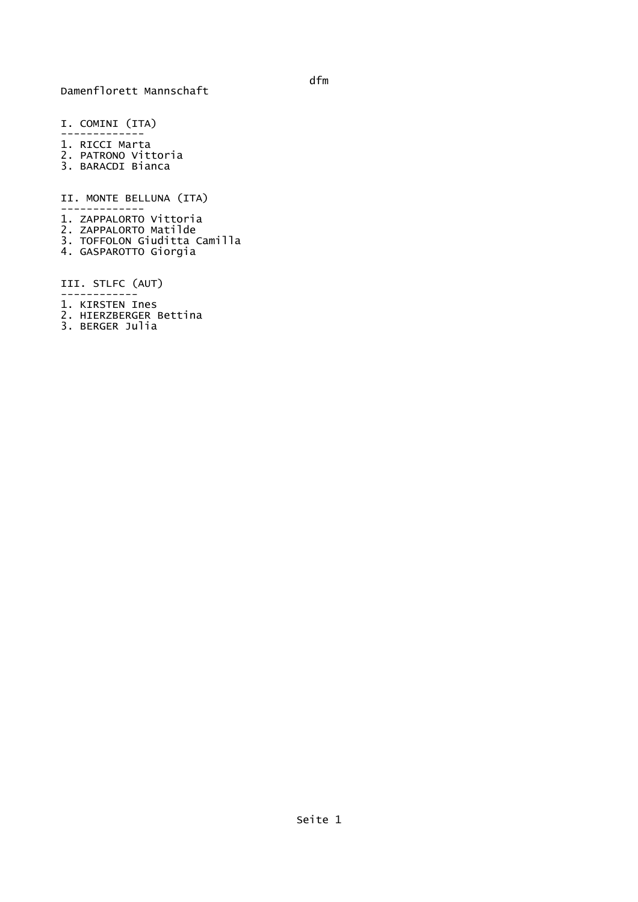dfm

Damenflorett Mannschaft

I. COMINI (ITA)
-------------
1. RICCI Marta
2. PATRONO Vittoria
3. BARACDI Bianca

II. MONTE BELLUNA (ITA)
-------------
1. ZAPPALORTO Vittoria
2. ZAPPALORTO Matilde
3. TOFFOLON Giuditta Camilla
4. GASPAROTTO Giorgia

III. STLFC (AUT)
------------
1. KIRSTEN Ines
2. HIERZBERGER Bettina
3. BERGER Julia